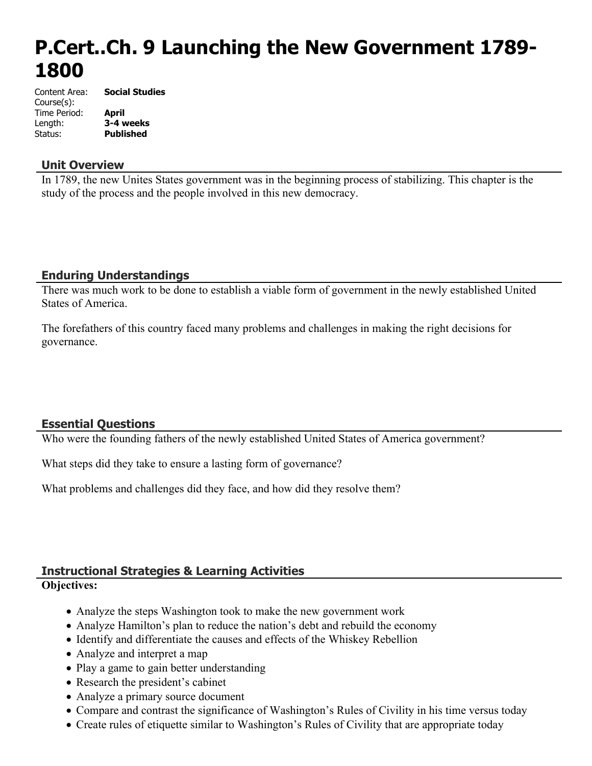# P.Cert..Ch. 9 Launching the New Government 1789-1800

Content Area: **Social Studies**
Course(s):
Time Period: **April**
Length: **3-4 weeks**
Status: **Published**

## Unit Overview

In 1789, the new Unites States government was in the beginning process of stabilizing. This chapter is the study of the process and the people involved in this new democracy.

## Enduring Understandings

There was much work to be done to establish a viable form of government in the newly established United States of America.

The forefathers of this country faced many problems and challenges in making the right decisions for governance.

## Essential Questions

Who were the founding fathers of the newly established United States of America government?

What steps did they take to ensure a lasting form of governance?

What problems and challenges did they face, and how did they resolve them?

## Instructional Strategies & Learning Activities

**Objectives:**

- Analyze the steps Washington took to make the new government work
- Analyze Hamilton's plan to reduce the nation's debt and rebuild the economy
- Identify and differentiate the causes and effects of the Whiskey Rebellion
- Analyze and interpret a map
- Play a game to gain better understanding
- Research the president's cabinet
- Analyze a primary source document
- Compare and contrast the significance of Washington's Rules of Civility in his time versus today
- Create rules of etiquette similar to Washington's Rules of Civility that are appropriate today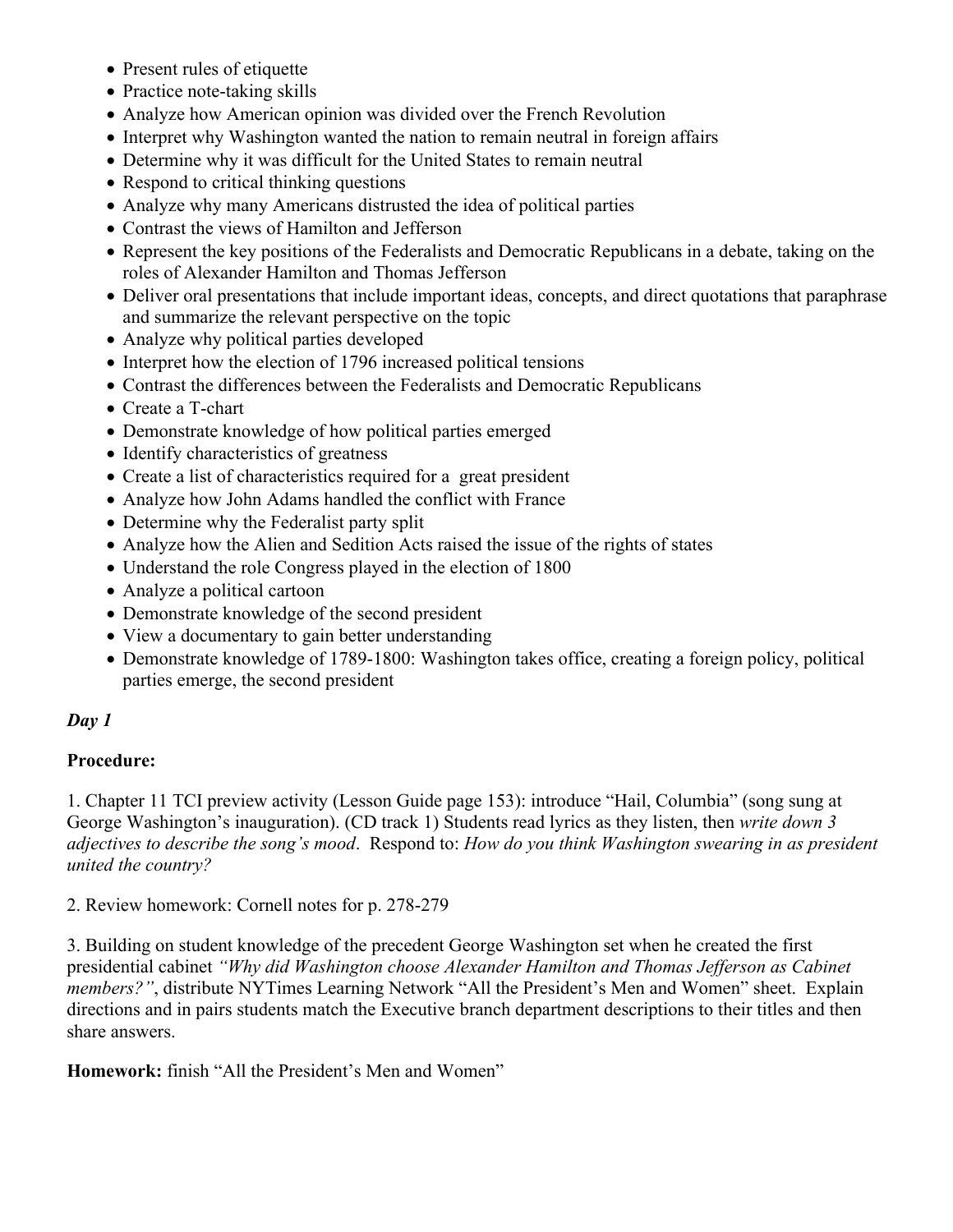- Present rules of etiquette
- Practice note-taking skills
- Analyze how American opinion was divided over the French Revolution
- Interpret why Washington wanted the nation to remain neutral in foreign affairs
- Determine why it was difficult for the United States to remain neutral
- Respond to critical thinking questions
- Analyze why many Americans distrusted the idea of political parties
- Contrast the views of Hamilton and Jefferson
- Represent the key positions of the Federalists and Democratic Republicans in a debate, taking on the roles of Alexander Hamilton and Thomas Jefferson
- Deliver oral presentations that include important ideas, concepts, and direct quotations that paraphrase and summarize the relevant perspective on the topic
- Analyze why political parties developed
- Interpret how the election of 1796 increased political tensions
- Contrast the differences between the Federalists and Democratic Republicans
- Create a T-chart
- Demonstrate knowledge of how political parties emerged
- Identify characteristics of greatness
- Create a list of characteristics required for a great president
- Analyze how John Adams handled the conflict with France
- Determine why the Federalist party split
- Analyze how the Alien and Sedition Acts raised the issue of the rights of states
- Understand the role Congress played in the election of 1800
- Analyze a political cartoon
- Demonstrate knowledge of the second president
- View a documentary to gain better understanding
- Demonstrate knowledge of 1789-1800: Washington takes office, creating a foreign policy, political parties emerge, the second president

***Day 1***

**Procedure:**

1. Chapter 11 TCI preview activity (Lesson Guide page 153): introduce "Hail, Columbia" (song sung at George Washington's inauguration). (CD track 1) Students read lyrics as they listen, then *write down 3 adjectives to describe the song's mood*. Respond to: *How do you think Washington swearing in as president united the country?*

2. Review homework: Cornell notes for p. 278-279

3. Building on student knowledge of the precedent George Washington set when he created the first presidential cabinet *"Why did Washington choose Alexander Hamilton and Thomas Jefferson as Cabinet members?"*, distribute NYTimes Learning Network "All the President's Men and Women" sheet. Explain directions and in pairs students match the Executive branch department descriptions to their titles and then share answers.

**Homework:** finish "All the President's Men and Women"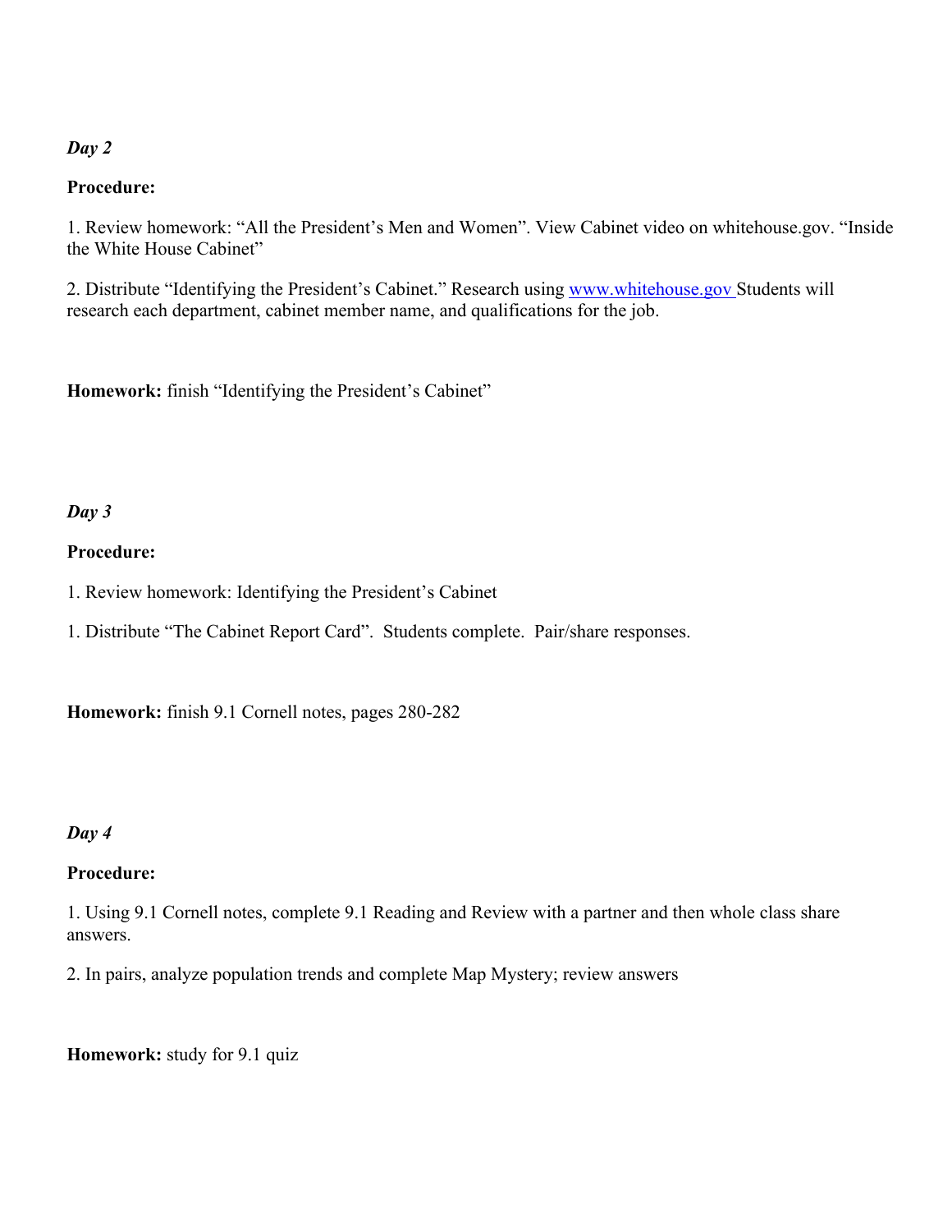***Day 2***

**Procedure:**

1. Review homework: “All the President’s Men and Women”. View Cabinet video on whitehouse.gov. “Inside the White House Cabinet”

2. Distribute “Identifying the President’s Cabinet.” Research using [www.whitehouse.gov](http://www.whitehouse.gov) Students will research each department, cabinet member name, and qualifications for the job.

**Homework:** finish “Identifying the President’s Cabinet”

***Day 3***

**Procedure:**

1. Review homework: Identifying the President’s Cabinet

1. Distribute “The Cabinet Report Card”. Students complete. Pair/share responses.

**Homework:** finish 9.1 Cornell notes, pages 280-282

***Day 4***

**Procedure:**

1. Using 9.1 Cornell notes, complete 9.1 Reading and Review with a partner and then whole class share answers.

2. In pairs, analyze population trends and complete Map Mystery; review answers

**Homework:** study for 9.1 quiz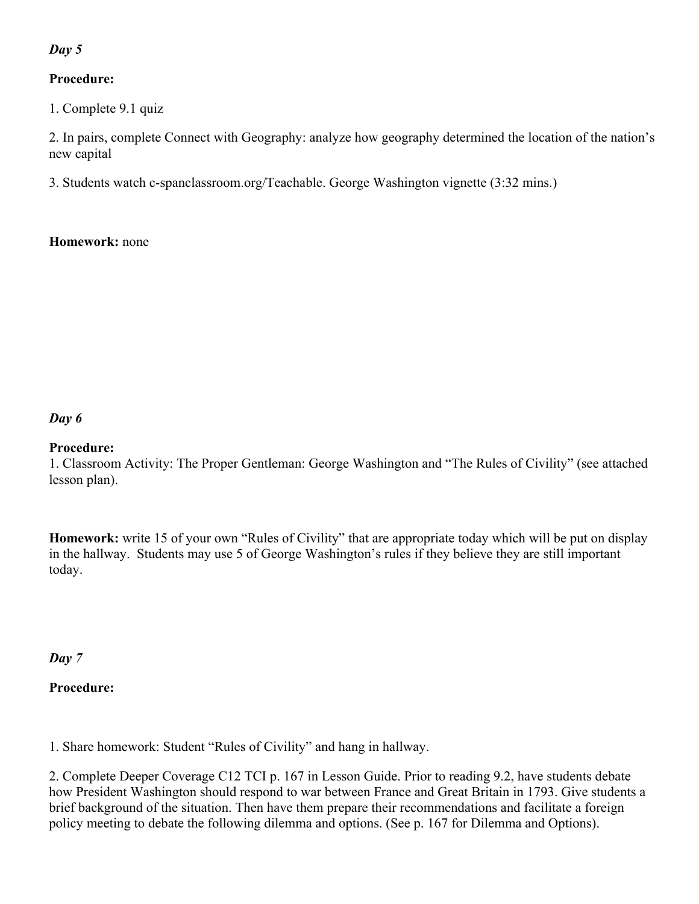***Day 5***

**Procedure:**

1. Complete 9.1 quiz

2. In pairs, complete Connect with Geography: analyze how geography determined the location of the nation's new capital

3. Students watch c-spanclassroom.org/Teachable. George Washington vignette (3:32 mins.)

**Homework:** none

***Day 6***

**Procedure:**

1. Classroom Activity: The Proper Gentleman: George Washington and "The Rules of Civility" (see attached lesson plan).

**Homework:** write 15 of your own "Rules of Civility" that are appropriate today which will be put on display in the hallway. Students may use 5 of George Washington's rules if they believe they are still important today.

***Day 7***

**Procedure:**

1. Share homework: Student "Rules of Civility" and hang in hallway.

2. Complete Deeper Coverage C12 TCI p. 167 in Lesson Guide. Prior to reading 9.2, have students debate how President Washington should respond to war between France and Great Britain in 1793. Give students a brief background of the situation. Then have them prepare their recommendations and facilitate a foreign policy meeting to debate the following dilemma and options. (See p. 167 for Dilemma and Options).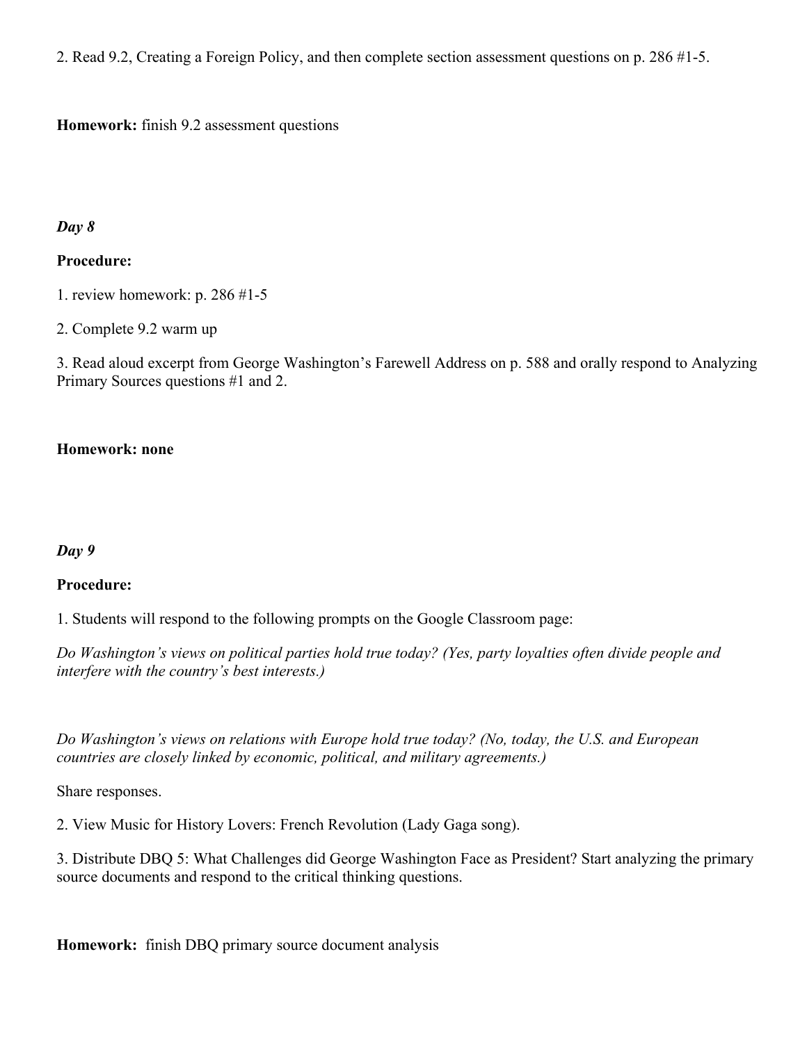2. Read 9.2, Creating a Foreign Policy, and then complete section assessment questions on p. 286 #1-5.

**Homework:** finish 9.2 assessment questions

***Day 8***

**Procedure:**

1. review homework: p. 286 #1-5

2. Complete 9.2 warm up

3. Read aloud excerpt from George Washington's Farewell Address on p. 588 and orally respond to Analyzing Primary Sources questions #1 and 2.

**Homework: none**

***Day 9***

**Procedure:**

1. Students will respond to the following prompts on the Google Classroom page:

*Do Washington's views on political parties hold true today? (Yes, party loyalties often divide people and interfere with the country's best interests.)*

*Do Washington's views on relations with Europe hold true today? (No, today, the U.S. and European countries are closely linked by economic, political, and military agreements.)*

Share responses.

2. View Music for History Lovers: French Revolution (Lady Gaga song).

3. Distribute DBQ 5: What Challenges did George Washington Face as President? Start analyzing the primary source documents and respond to the critical thinking questions.

**Homework:** finish DBQ primary source document analysis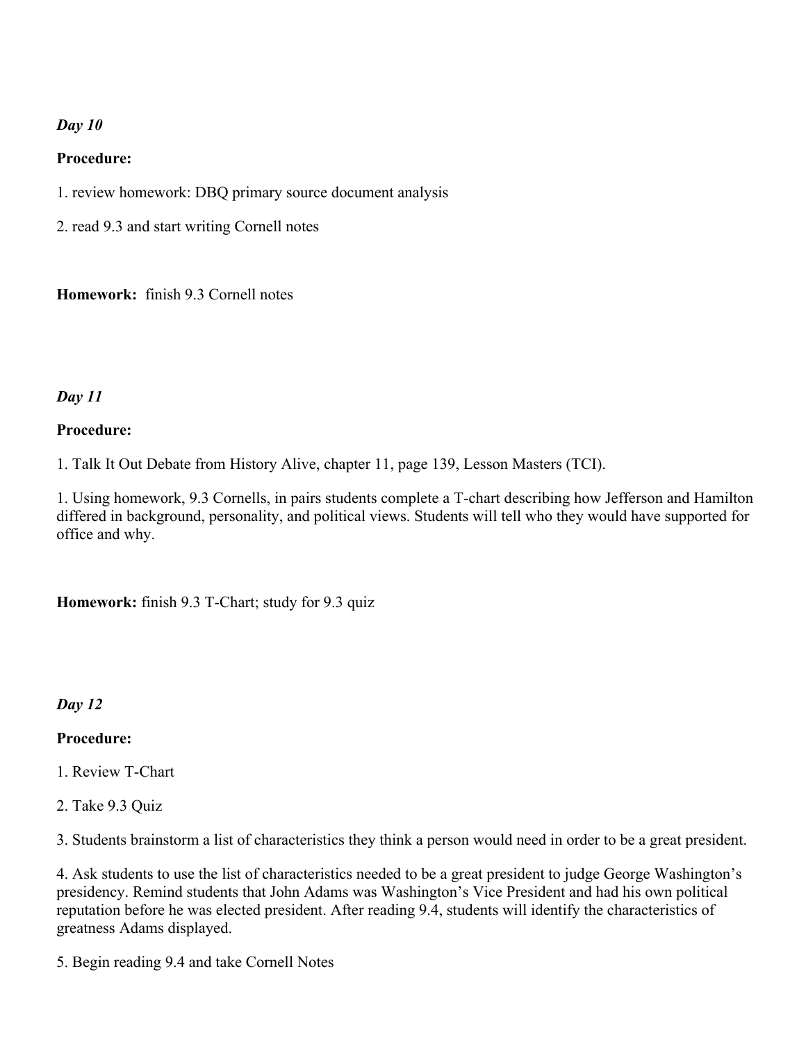***Day 10***

**Procedure:**

1. review homework: DBQ primary source document analysis

2. read 9.3 and start writing Cornell notes

**Homework:** finish 9.3 Cornell notes

***Day 11***

**Procedure:**

1. Talk It Out Debate from History Alive, chapter 11, page 139, Lesson Masters (TCI).

1. Using homework, 9.3 Cornells, in pairs students complete a T-chart describing how Jefferson and Hamilton differed in background, personality, and political views. Students will tell who they would have supported for office and why.

**Homework:** finish 9.3 T-Chart; study for 9.3 quiz

***Day 12***

**Procedure:**

1. Review T-Chart

2. Take 9.3 Quiz

3. Students brainstorm a list of characteristics they think a person would need in order to be a great president.

4. Ask students to use the list of characteristics needed to be a great president to judge George Washington's presidency. Remind students that John Adams was Washington's Vice President and had his own political reputation before he was elected president. After reading 9.4, students will identify the characteristics of greatness Adams displayed.

5. Begin reading 9.4 and take Cornell Notes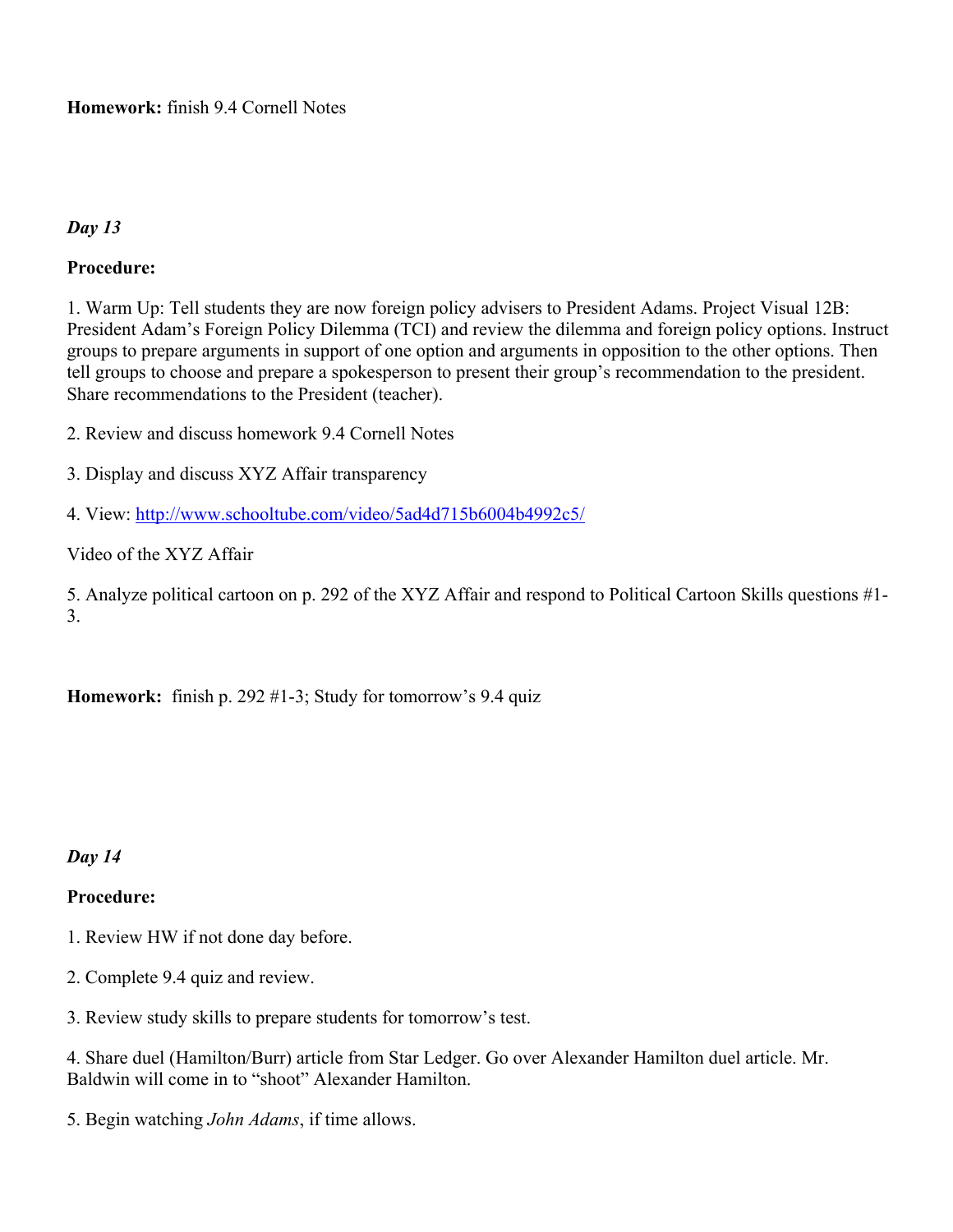**Homework:** finish 9.4 Cornell Notes

***Day 13***

**Procedure:**

1. Warm Up: Tell students they are now foreign policy advisers to President Adams. Project Visual 12B: President Adam's Foreign Policy Dilemma (TCI) and review the dilemma and foreign policy options. Instruct groups to prepare arguments in support of one option and arguments in opposition to the other options. Then tell groups to choose and prepare a spokesperson to present their group's recommendation to the president. Share recommendations to the President (teacher).

2. Review and discuss homework 9.4 Cornell Notes

3. Display and discuss XYZ Affair transparency

4. View: [http://www.schooltube.com/video/5ad4d715b6004b4992c5/](http://www.schooltube.com/video/5ad4d715b6004b4992c5/)

Video of the XYZ Affair

5. Analyze political cartoon on p. 292 of the XYZ Affair and respond to Political Cartoon Skills questions #1-3.

**Homework:** finish p. 292 #1-3; Study for tomorrow's 9.4 quiz

***Day 14***

**Procedure:**

1. Review HW if not done day before.

2. Complete 9.4 quiz and review.

3. Review study skills to prepare students for tomorrow's test.

4. Share duel (Hamilton/Burr) article from Star Ledger. Go over Alexander Hamilton duel article. Mr. Baldwin will come in to "shoot" Alexander Hamilton.

5. Begin watching *John Adams*, if time allows.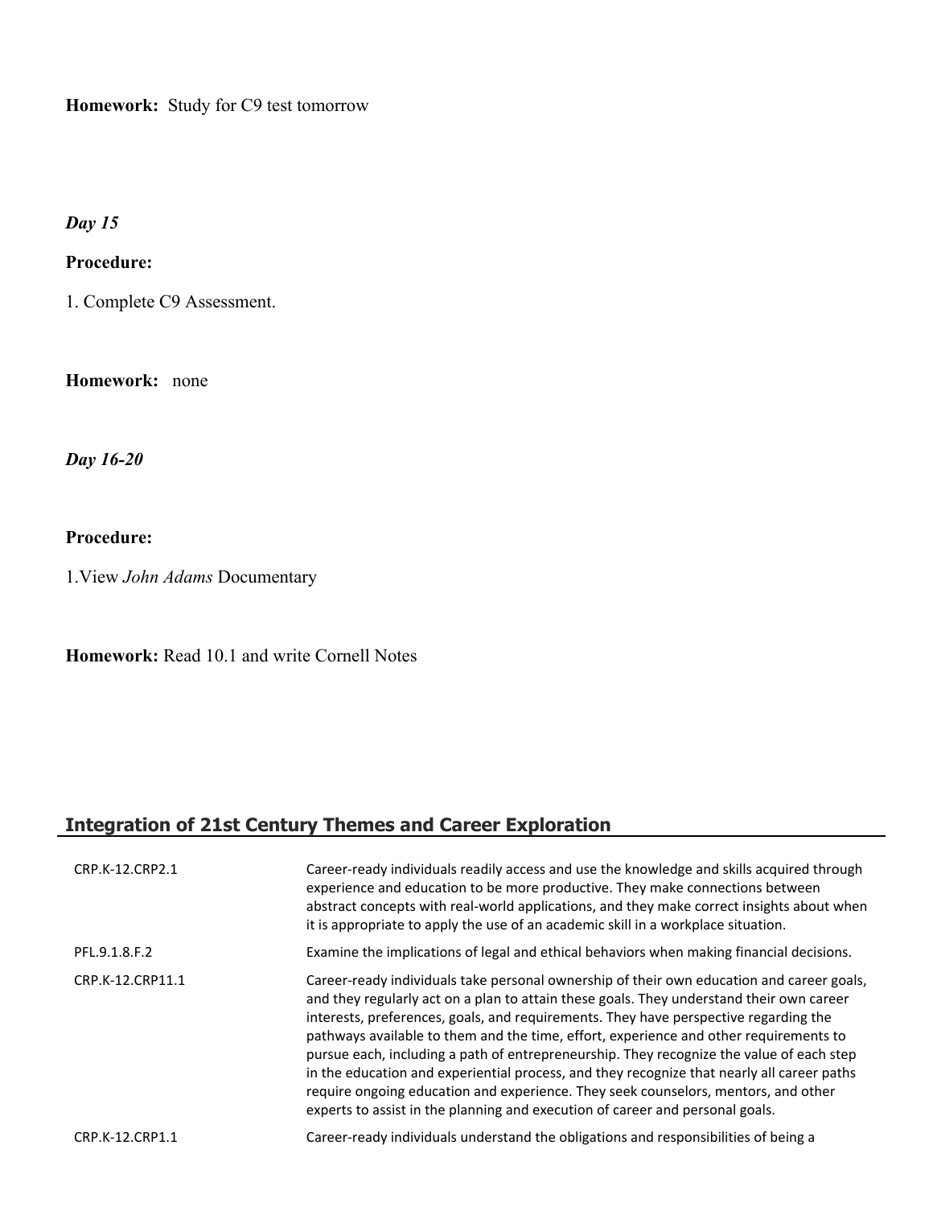**Homework:** Study for C9 test tomorrow

*Day 15*

**Procedure:**

1. Complete C9 Assessment.

**Homework:** none

*Day 16-20*

**Procedure:**

1.View *John Adams* Documentary

**Homework:** Read 10.1 and write Cornell Notes

## Integration of 21st Century Themes and Career Exploration

| | |
|---|---|
| CRP.K-12.CRP2.1 | Career-ready individuals readily access and use the knowledge and skills acquired through experience and education to be more productive. They make connections between abstract concepts with real-world applications, and they make correct insights about when it is appropriate to apply the use of an academic skill in a workplace situation. |
| PFL.9.1.8.F.2 | Examine the implications of legal and ethical behaviors when making financial decisions. |
| CRP.K-12.CRP11.1 | Career-ready individuals take personal ownership of their own education and career goals, and they regularly act on a plan to attain these goals. They understand their own career interests, preferences, goals, and requirements. They have perspective regarding the pathways available to them and the time, effort, experience and other requirements to pursue each, including a path of entrepreneurship. They recognize the value of each step in the education and experiential process, and they recognize that nearly all career paths require ongoing education and experience. They seek counselors, mentors, and other experts to assist in the planning and execution of career and personal goals. |
| CRP.K-12.CRP1.1 | Career-ready individuals understand the obligations and responsibilities of being a |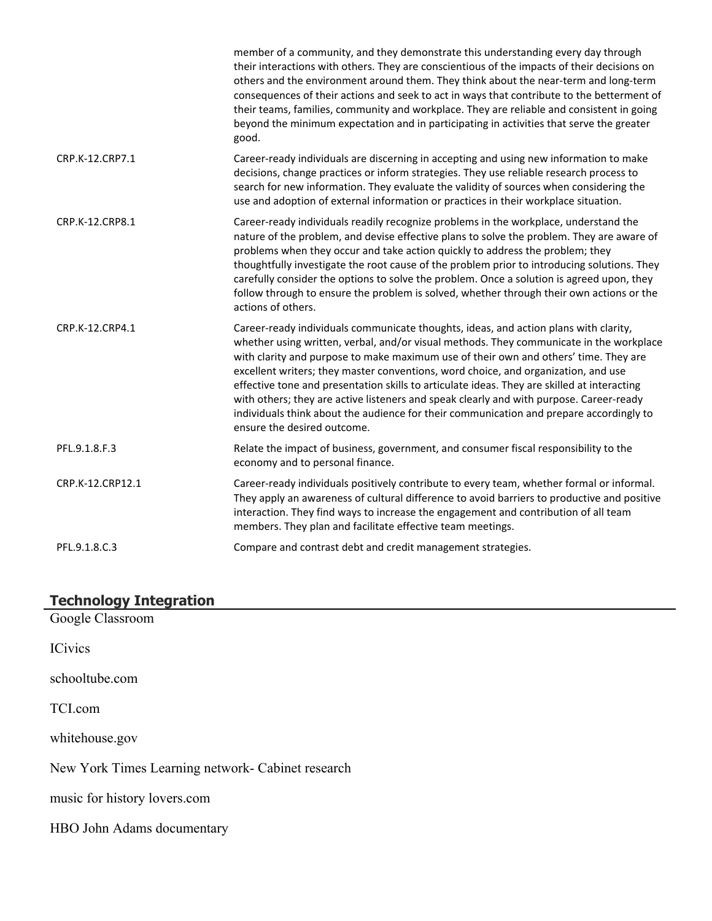| | |
|---|---|
| | member of a community, and they demonstrate this understanding every day through their interactions with others. They are conscientious of the impacts of their decisions on others and the environment around them. They think about the near-term and long-term consequences of their actions and seek to act in ways that contribute to the betterment of their teams, families, community and workplace. They are reliable and consistent in going beyond the minimum expectation and in participating in activities that serve the greater good. |
| CRP.K-12.CRP7.1 | Career-ready individuals are discerning in accepting and using new information to make decisions, change practices or inform strategies. They use reliable research process to search for new information. They evaluate the validity of sources when considering the use and adoption of external information or practices in their workplace situation. |
| CRP.K-12.CRP8.1 | Career-ready individuals readily recognize problems in the workplace, understand the nature of the problem, and devise effective plans to solve the problem. They are aware of problems when they occur and take action quickly to address the problem; they thoughtfully investigate the root cause of the problem prior to introducing solutions. They carefully consider the options to solve the problem. Once a solution is agreed upon, they follow through to ensure the problem is solved, whether through their own actions or the actions of others. |
| CRP.K-12.CRP4.1 | Career-ready individuals communicate thoughts, ideas, and action plans with clarity, whether using written, verbal, and/or visual methods. They communicate in the workplace with clarity and purpose to make maximum use of their own and others' time. They are excellent writers; they master conventions, word choice, and organization, and use effective tone and presentation skills to articulate ideas. They are skilled at interacting with others; they are active listeners and speak clearly and with purpose. Career-ready individuals think about the audience for their communication and prepare accordingly to ensure the desired outcome. |
| PFL.9.1.8.F.3 | Relate the impact of business, government, and consumer fiscal responsibility to the economy and to personal finance. |
| CRP.K-12.CRP12.1 | Career-ready individuals positively contribute to every team, whether formal or informal. They apply an awareness of cultural difference to avoid barriers to productive and positive interaction. They find ways to increase the engagement and contribution of all team members. They plan and facilitate effective team meetings. |
| PFL.9.1.8.C.3 | Compare and contrast debt and credit management strategies. |

## Technology Integration

Google Classroom

ICivics

schooltube.com

TCI.com

whitehouse.gov

New York Times Learning network- Cabinet research

music for history lovers.com

HBO John Adams documentary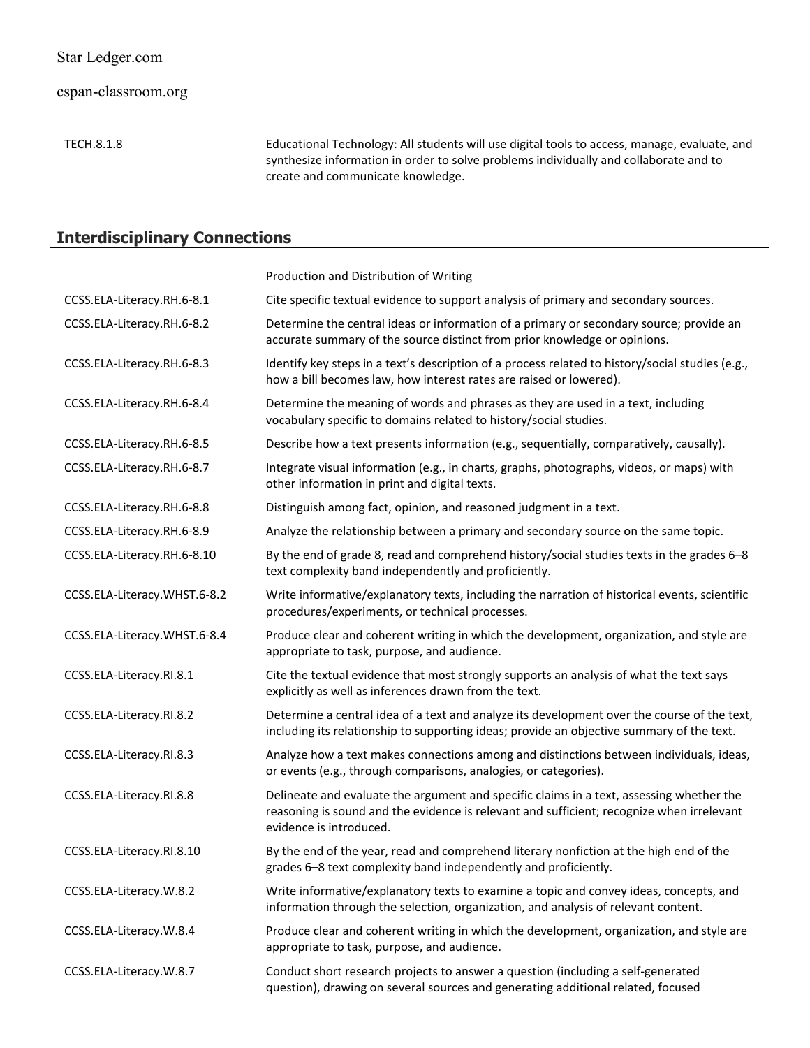Star Ledger.com

cspan-classroom.org

| | |
|---|---|
| TECH.8.1.8 | Educational Technology: All students will use digital tools to access, manage, evaluate, and synthesize information in order to solve problems individually and collaborate and to create and communicate knowledge. |

## Interdisciplinary Connections

| | |
|---|---|
| | Production and Distribution of Writing |
| CCSS.ELA-Literacy.RH.6-8.1 | Cite specific textual evidence to support analysis of primary and secondary sources. |
| CCSS.ELA-Literacy.RH.6-8.2 | Determine the central ideas or information of a primary or secondary source; provide an accurate summary of the source distinct from prior knowledge or opinions. |
| CCSS.ELA-Literacy.RH.6-8.3 | Identify key steps in a text's description of a process related to history/social studies (e.g., how a bill becomes law, how interest rates are raised or lowered). |
| CCSS.ELA-Literacy.RH.6-8.4 | Determine the meaning of words and phrases as they are used in a text, including vocabulary specific to domains related to history/social studies. |
| CCSS.ELA-Literacy.RH.6-8.5 | Describe how a text presents information (e.g., sequentially, comparatively, causally). |
| CCSS.ELA-Literacy.RH.6-8.7 | Integrate visual information (e.g., in charts, graphs, photographs, videos, or maps) with other information in print and digital texts. |
| CCSS.ELA-Literacy.RH.6-8.8 | Distinguish among fact, opinion, and reasoned judgment in a text. |
| CCSS.ELA-Literacy.RH.6-8.9 | Analyze the relationship between a primary and secondary source on the same topic. |
| CCSS.ELA-Literacy.RH.6-8.10 | By the end of grade 8, read and comprehend history/social studies texts in the grades 6–8 text complexity band independently and proficiently. |
| CCSS.ELA-Literacy.WHST.6-8.2 | Write informative/explanatory texts, including the narration of historical events, scientific procedures/experiments, or technical processes. |
| CCSS.ELA-Literacy.WHST.6-8.4 | Produce clear and coherent writing in which the development, organization, and style are appropriate to task, purpose, and audience. |
| CCSS.ELA-Literacy.RI.8.1 | Cite the textual evidence that most strongly supports an analysis of what the text says explicitly as well as inferences drawn from the text. |
| CCSS.ELA-Literacy.RI.8.2 | Determine a central idea of a text and analyze its development over the course of the text, including its relationship to supporting ideas; provide an objective summary of the text. |
| CCSS.ELA-Literacy.RI.8.3 | Analyze how a text makes connections among and distinctions between individuals, ideas, or events (e.g., through comparisons, analogies, or categories). |
| CCSS.ELA-Literacy.RI.8.8 | Delineate and evaluate the argument and specific claims in a text, assessing whether the reasoning is sound and the evidence is relevant and sufficient; recognize when irrelevant evidence is introduced. |
| CCSS.ELA-Literacy.RI.8.10 | By the end of the year, read and comprehend literary nonfiction at the high end of the grades 6–8 text complexity band independently and proficiently. |
| CCSS.ELA-Literacy.W.8.2 | Write informative/explanatory texts to examine a topic and convey ideas, concepts, and information through the selection, organization, and analysis of relevant content. |
| CCSS.ELA-Literacy.W.8.4 | Produce clear and coherent writing in which the development, organization, and style are appropriate to task, purpose, and audience. |
| CCSS.ELA-Literacy.W.8.7 | Conduct short research projects to answer a question (including a self-generated question), drawing on several sources and generating additional related, focused |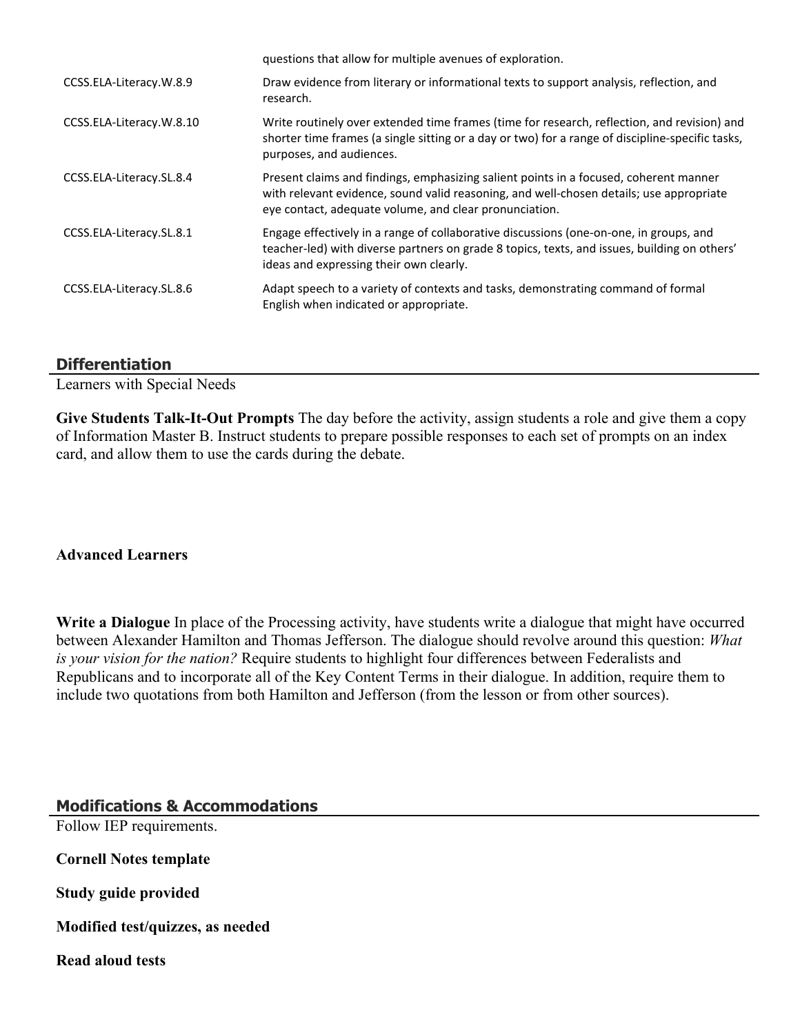| | |
|---|---|
| | questions that allow for multiple avenues of exploration. |
| CCSS.ELA-Literacy.W.8.9 | Draw evidence from literary or informational texts to support analysis, reflection, and research. |
| CCSS.ELA-Literacy.W.8.10 | Write routinely over extended time frames (time for research, reflection, and revision) and shorter time frames (a single sitting or a day or two) for a range of discipline-specific tasks, purposes, and audiences. |
| CCSS.ELA-Literacy.SL.8.4 | Present claims and findings, emphasizing salient points in a focused, coherent manner with relevant evidence, sound valid reasoning, and well-chosen details; use appropriate eye contact, adequate volume, and clear pronunciation. |
| CCSS.ELA-Literacy.SL.8.1 | Engage effectively in a range of collaborative discussions (one-on-one, in groups, and teacher-led) with diverse partners on grade 8 topics, texts, and issues, building on others' ideas and expressing their own clearly. |
| CCSS.ELA-Literacy.SL.8.6 | Adapt speech to a variety of contexts and tasks, demonstrating command of formal English when indicated or appropriate. |

## Differentiation

Learners with Special Needs

**Give Students Talk-It-Out Prompts** The day before the activity, assign students a role and give them a copy of Information Master B. Instruct students to prepare possible responses to each set of prompts on an index card, and allow them to use the cards during the debate.

**Advanced Learners**

**Write a Dialogue** In place of the Processing activity, have students write a dialogue that might have occurred between Alexander Hamilton and Thomas Jefferson. The dialogue should revolve around this question: *What is your vision for the nation?* Require students to highlight four differences between Federalists and Republicans and to incorporate all of the Key Content Terms in their dialogue. In addition, require them to include two quotations from both Hamilton and Jefferson (from the lesson or from other sources).

## Modifications & Accommodations

Follow IEP requirements.

**Cornell Notes template**

**Study guide provided**

**Modified test/quizzes, as needed**

**Read aloud tests**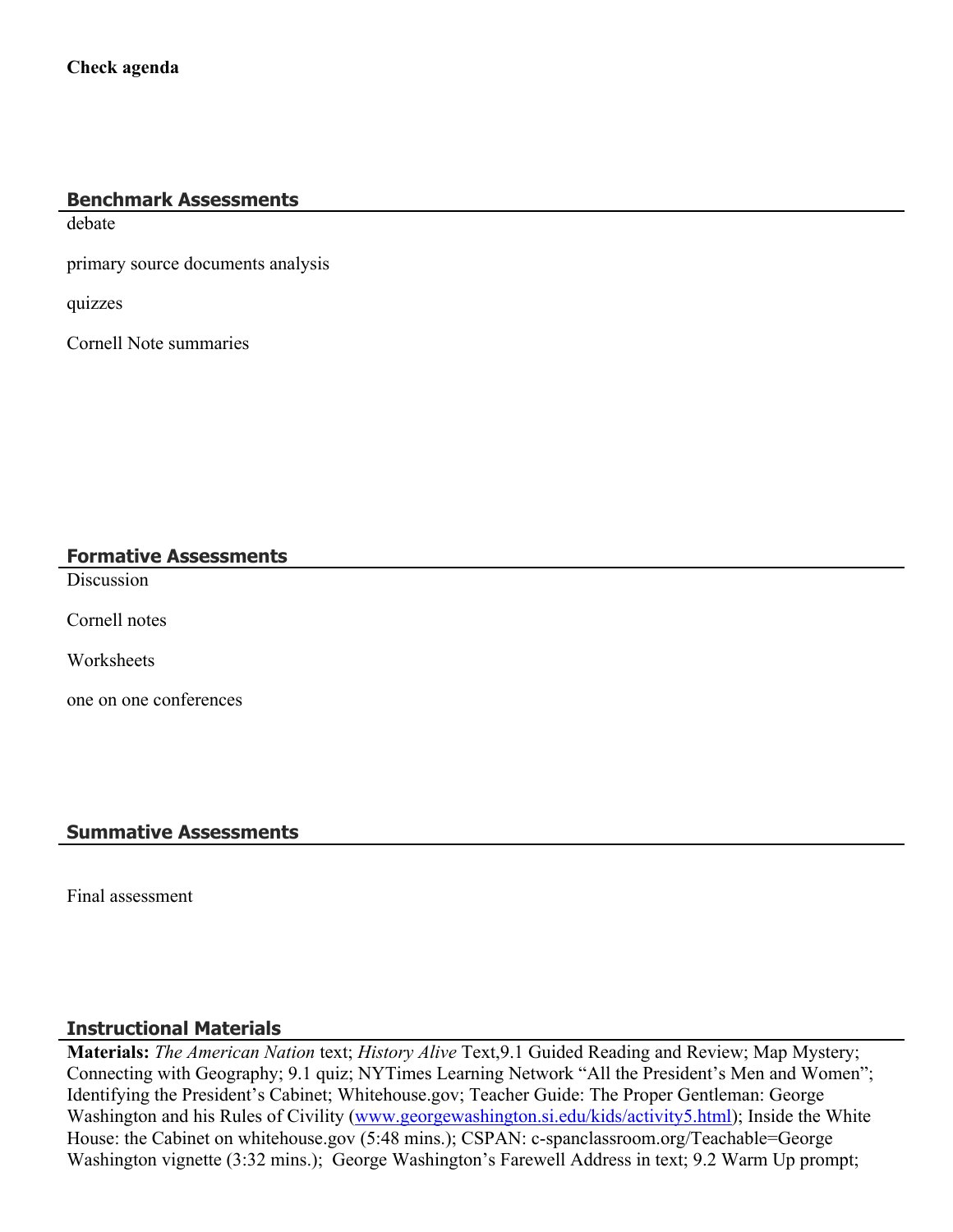**Check agenda**

## Benchmark Assessments

debate

primary source documents analysis

quizzes

Cornell Note summaries

## Formative Assessments

Discussion

Cornell notes

Worksheets

one on one conferences

## Summative Assessments

Final assessment

## Instructional Materials

**Materials:** *The American Nation* text; *History Alive* Text,9.1 Guided Reading and Review; Map Mystery; Connecting with Geography; 9.1 quiz; NYTimes Learning Network "All the President's Men and Women"; Identifying the President's Cabinet; Whitehouse.gov; Teacher Guide: The Proper Gentleman: George Washington and his Rules of Civility ([www.georgewashington.si.edu/kids/activity5.html](www.georgewashington.si.edu/kids/activity5.html)); Inside the White House: the Cabinet on whitehouse.gov (5:48 mins.); CSPAN: c-spanclassroom.org/Teachable=George Washington vignette (3:32 mins.); George Washington's Farewell Address in text; 9.2 Warm Up prompt;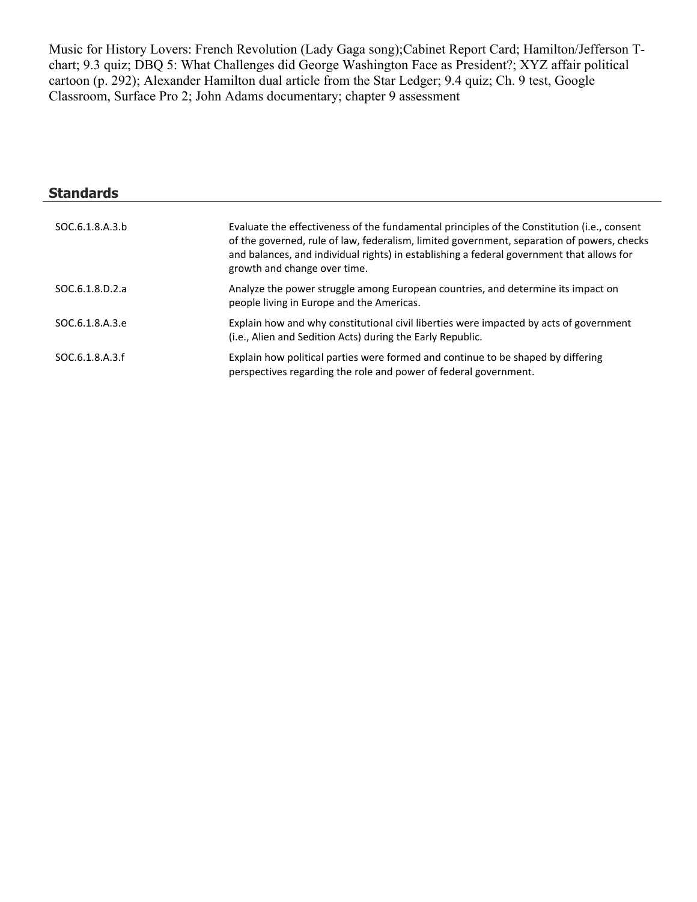Music for History Lovers: French Revolution (Lady Gaga song);Cabinet Report Card; Hamilton/Jefferson T-chart; 9.3 quiz; DBQ 5: What Challenges did George Washington Face as President?; XYZ affair political cartoon (p. 292); Alexander Hamilton dual article from the Star Ledger; 9.4 quiz; Ch. 9 test, Google Classroom, Surface Pro 2; John Adams documentary; chapter 9 assessment

## Standards

| | |
|---|---|
| SOC.6.1.8.A.3.b | Evaluate the effectiveness of the fundamental principles of the Constitution (i.e., consent of the governed, rule of law, federalism, limited government, separation of powers, checks and balances, and individual rights) in establishing a federal government that allows for growth and change over time. |
| SOC.6.1.8.D.2.a | Analyze the power struggle among European countries, and determine its impact on people living in Europe and the Americas. |
| SOC.6.1.8.A.3.e | Explain how and why constitutional civil liberties were impacted by acts of government (i.e., Alien and Sedition Acts) during the Early Republic. |
| SOC.6.1.8.A.3.f | Explain how political parties were formed and continue to be shaped by differing perspectives regarding the role and power of federal government. |